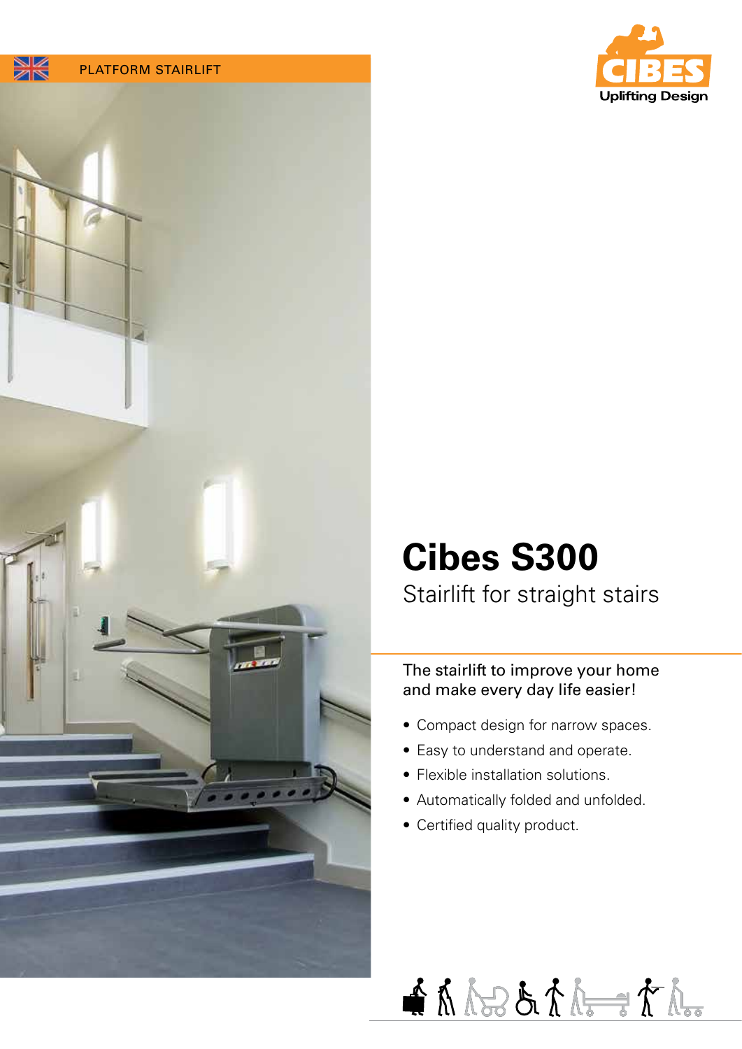PLATFORM STAIRLIFT

CIBES
Uplifting Design

# Cibes S300

## Stairlift for straight stairs

The stairlift to improve your home and make every day life easier!

- Compact design for narrow spaces.
- Easy to understand and operate.
- Flexible installation solutions.
- Automatically folded and unfolded.
- Certified quality product.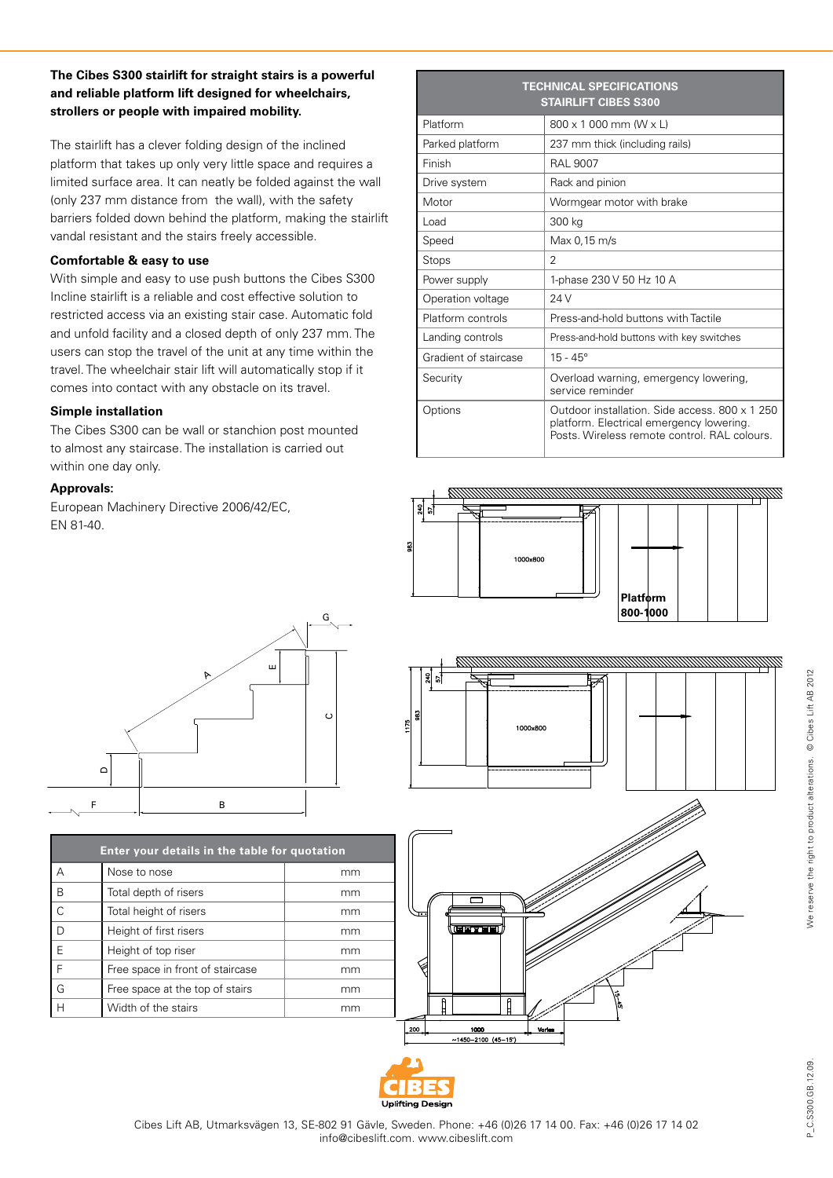**The Cibes S300 stairlift for straight stairs is a powerful and reliable platform lift designed for wheelchairs, strollers or people with impaired mobility.**

The stairlift has a clever folding design of the inclined platform that takes up only very little space and requires a limited surface area. It can neatly be folded against the wall (only 237 mm distance from the wall), with the safety barriers folded down behind the platform, making the stairlift vandal resistant and the stairs freely accessible.

### Comfortable & easy to use

With simple and easy to use push buttons the Cibes S300 Incline stairlift is a reliable and cost effective solution to restricted access via an existing stair case. Automatic fold and unfold facility and a closed depth of only 237 mm. The users can stop the travel of the unit at any time within the travel. The wheelchair stair lift will automatically stop if it comes into contact with any obstacle on its travel.

### Simple installation

The Cibes S300 can be wall or stanchion post mounted to almost any staircase. The installation is carried out within one day only.

### Approvals:

European Machinery Directive 2006/42/EC, EN 81-40.

| TECHNICAL SPECIFICATIONS STAIRLIFT CIBES S300 | |
|---|---|
| Platform | 800 x 1 000 mm (W x L) |
| Parked platform | 237 mm thick (including rails) |
| Finish | RAL 9007 |
| Drive system | Rack and pinion |
| Motor | Wormgear motor with brake |
| Load | 300 kg |
| Speed | Max 0,15 m/s |
| Stops | 2 |
| Power supply | 1-phase 230 V 50 Hz 10 A |
| Operation voltage | 24 V |
| Platform controls | Press-and-hold buttons with Tactile |
| Landing controls | Press-and-hold buttons with key switches |
| Gradient of staircase | 15 - 45° |
| Security | Overload warning, emergency lowering, service reminder |
| Options | Outdoor installation. Side access. 800 x 1 250 platform. Electrical emergency lowering. Posts. Wireless remote control. RAL colours. |

240
57
983
1000x800
Platform 800-1000

240
57
1175
983
1000x800

A
B
C
D
E
F
G

200
1000
Varies
~1450–2100 (45–15°)
15–45°

| Enter your details in the table for quotation | | |
|---|---|---|
| A | Nose to nose | mm |
| B | Total depth of risers | mm |
| C | Total height of risers | mm |
| D | Height of first risers | mm |
| E | Height of top riser | mm |
| F | Free space in front of staircase | mm |
| G | Free space at the top of stairs | mm |
| H | Width of the stairs | mm |

We reserve the right to product alterations. © Cibes Lift AB 2012

CIBES
Uplifting Design

Cibes Lift AB, Utmarksvägen 13, SE-802 91 Gävle, Sweden. Phone: +46 (0)26 17 14 00. Fax: +46 (0)26 17 14 02
info@cibeslift.com. www.cibeslift.com

P_C.S300.GB.12.09.